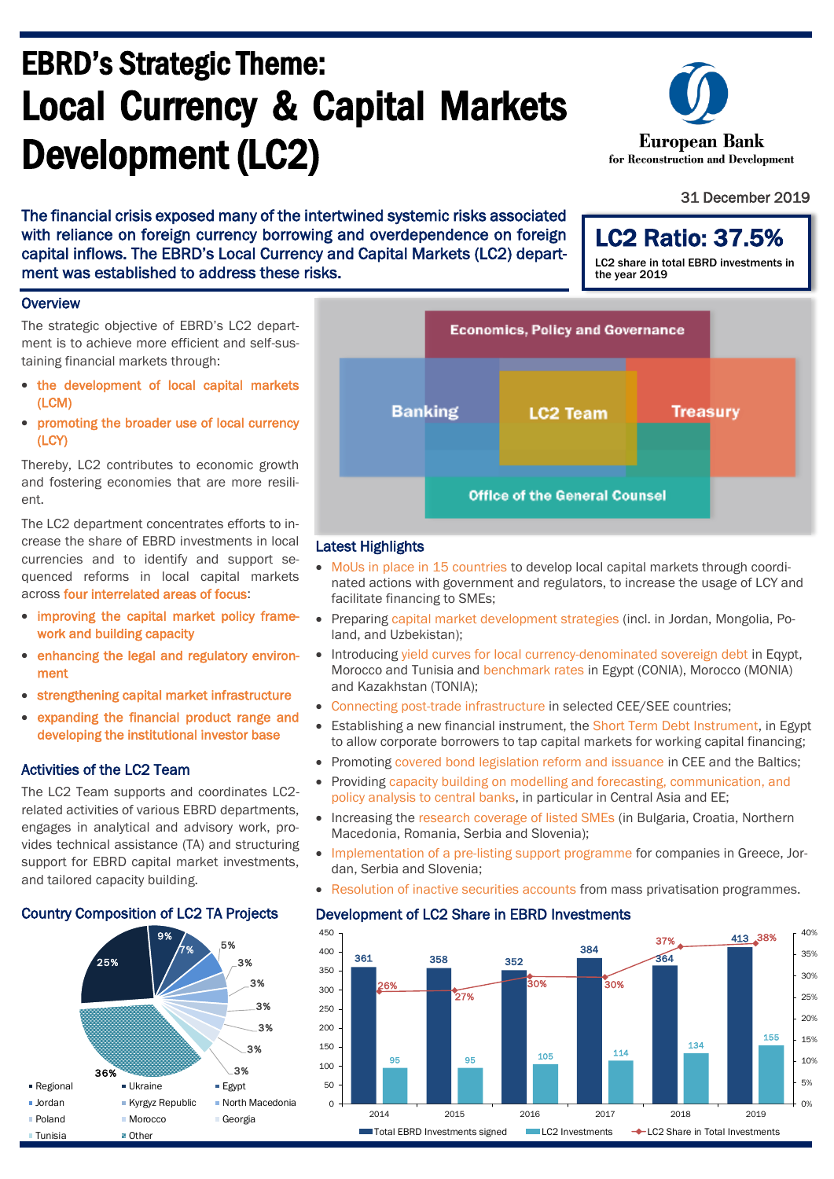# EBRD's Strategic Theme: Local Currency & Capital Markets Development (LC2)

European Bank for Reconstruction and Development

31 December 2019

**The financial crisis exposed many of the intertwined systemic risks associated with reliance on foreign currency borrowing and overdependence on foreign capital inflows. The EBRD's Local Currency and Capital Markets (LC2) department was established to address these risks.**

**LC2 Ratio: 37.5%**

LC2 share in total EBRD investments in the year 2019

## Overview

The strategic objective of EBRD's LC2 department is to achieve more efficient and self-sustaining financial markets through:

- the development of local capital markets (LCM)
- promoting the broader use of local currency (LCY)

Thereby, LC2 contributes to economic growth and fostering economies that are more resilient.

The LC2 department concentrates efforts to increase the share of EBRD investments in local currencies and to identify and support sequenced reforms in local capital markets across four interrelated areas of focus:

- improving the capital market policy framework and building capacity
- enhancing the legal and regulatory environment
- strengthening capital market infrastructure
- expanding the financial product range and developing the institutional investor base

## Activities of the LC2 Team

The LC2 Team supports and coordinates LC2-related activities of various EBRD departments, engages in analytical and advisory work, provides technical assistance (TA) and structuring support for EBRD capital market investments, and tailored capacity building.

Economics, Policy and Governance | Banking | LC2 Team | Treasury | Office of the General Counsel

## Latest Highlights

- MoUs in place in 15 countries to develop local capital markets through coordinated actions with government and regulators, to increase the usage of LCY and facilitate financing to SMEs;
- Preparing capital market development strategies (incl. in Jordan, Mongolia, Poland, and Uzbekistan);
- Introducing yield curves for local currency-denominated sovereign debt in Eqypt, Morocco and Tunisia and benchmark rates in Egypt (CONIA), Morocco (MONIA) and Kazakhstan (TONIA);
- Connecting post-trade infrastructure in selected CEE/SEE countries;
- Establishing a new financial instrument, the Short Term Debt Instrument, in Egypt to allow corporate borrowers to tap capital markets for working capital financing;
- Promoting covered bond legislation reform and issuance in CEE and the Baltics;
- Providing capacity building on modelling and forecasting, communication, and policy analysis to central banks, in particular in Central Asia and EE;
- Increasing the research coverage of listed SMEs (in Bulgaria, Croatia, Northern Macedonia, Romania, Serbia and Slovenia);
- Implementation of a pre-listing support programme for companies in Greece, Jordan, Serbia and Slovenia;
- Resolution of inactive securities accounts from mass privatisation programmes.

## Country Composition of LC2 TA Projects

| Country | Share |
|---|---|
| Regional | 25% |
| Ukraine | 9% |
| Egypt | 7% |
| Jordan | 5% |
| Kyrgyz Republic | 3% |
| North Macedonia | 3% |
| Poland | 3% |
| Morocco | 3% |
| Georgia | 3% |
| Tunisia | 3% |
| Other | 36% |

## Development of LC2 Share in EBRD Investments

| Year | Total EBRD Investments signed | LC2 Investments | LC2 Share in Total Investments |
|---|---|---|---|
| 2014 | 361 | 95 | 26% |
| 2015 | 358 | 95 | 27% |
| 2016 | 352 | 105 | 30% |
| 2017 | 384 | 114 | 30% |
| 2018 | 364 | 134 | 37% |
| 2019 | 413 | 155 | 38% |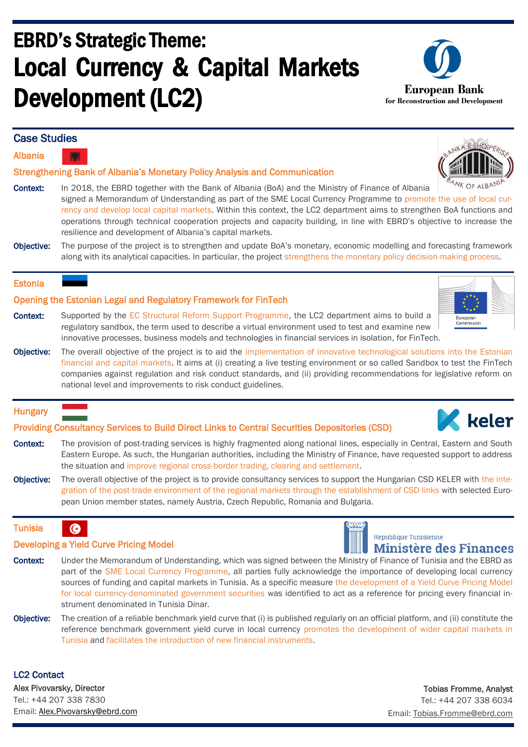# EBRD's Strategic Theme:
# Local Currency & Capital Markets Development (LC2)

European Bank for Reconstruction and Development

## Case Studies

### Albania

#### Strengthening Bank of Albania's Monetary Policy Analysis and Communication

**Context:** In 2018, the EBRD together with the Bank of Albania (BoA) and the Ministry of Finance of Albania signed a Memorandum of Understanding as part of the SME Local Currency Programme to promote the use of local currency and develop local capital markets. Within this context, the LC2 department aims to strengthen BoA functions and operations through technical cooperation projects and capacity building, in line with EBRD's objective to increase the resilience and development of Albania's capital markets.

**Objective:** The purpose of the project is to strengthen and update BoA's monetary, economic modelling and forecasting framework along with its analytical capacities. In particular, the project strengthens the monetary policy decision-making process.

### Estonia

#### Opening the Estonian Legal and Regulatory Framework for FinTech

**Context:** Supported by the EC Structural Reform Support Programme, the LC2 department aims to build a regulatory sandbox, the term used to describe a virtual environment used to test and examine new innovative processes, business models and technologies in financial services in isolation, for FinTech.

**Objective:** The overall objective of the project is to aid the implementation of innovative technological solutions into the Estonian financial and capital markets. It aims at (i) creating a live testing environment or so called Sandbox to test the FinTech companies against regulation and risk conduct standards, and (ii) providing recommendations for legislative reform on national level and improvements to risk conduct guidelines.

### Hungary

#### Providing Consultancy Services to Build Direct Links to Central Securities Depositories (CSD)

**Context:** The provision of post-trading services is highly fragmented along national lines, especially in Central, Eastern and South Eastern Europe. As such, the Hungarian authorities, including the Ministry of Finance, have requested support to address the situation and improve regional cross-border trading, clearing and settlement.

**Objective:** The overall objective of the project is to provide consultancy services to support the Hungarian CSD KELER with the integration of the post-trade environment of the regional markets through the establishment of CSD links with selected European Union member states, namely Austria, Czech Republic, Romania and Bulgaria.

### Tunisia

#### Developing a Yield Curve Pricing Model

**Context:** Under the Memorandum of Understanding, which was signed between the Ministry of Finance of Tunisia and the EBRD as part of the SME Local Currency Programme, all parties fully acknowledge the importance of developing local currency sources of funding and capital markets in Tunisia. As a specific measure the development of a Yield Curve Pricing Model for local currency-denominated government securities was identified to act as a reference for pricing every financial instrument denominated in Tunisia Dinar.

**Objective:** The creation of a reliable benchmark yield curve that (i) is published regularly on an official platform, and (ii) constitute the reference benchmark government yield curve in local currency promotes the development of wider capital markets in Tunisia and facilitates the introduction of new financial instruments.

## LC2 Contact

**Alex Pivovarsky, Director**
Tel.: +44 207 338 7830
Email: Alex.Pivovarsky@ebrd.com

**Tobias Fromme, Analyst**
Tel.: +44 207 338 6034
Email: Tobias.Fromme@ebrd.com